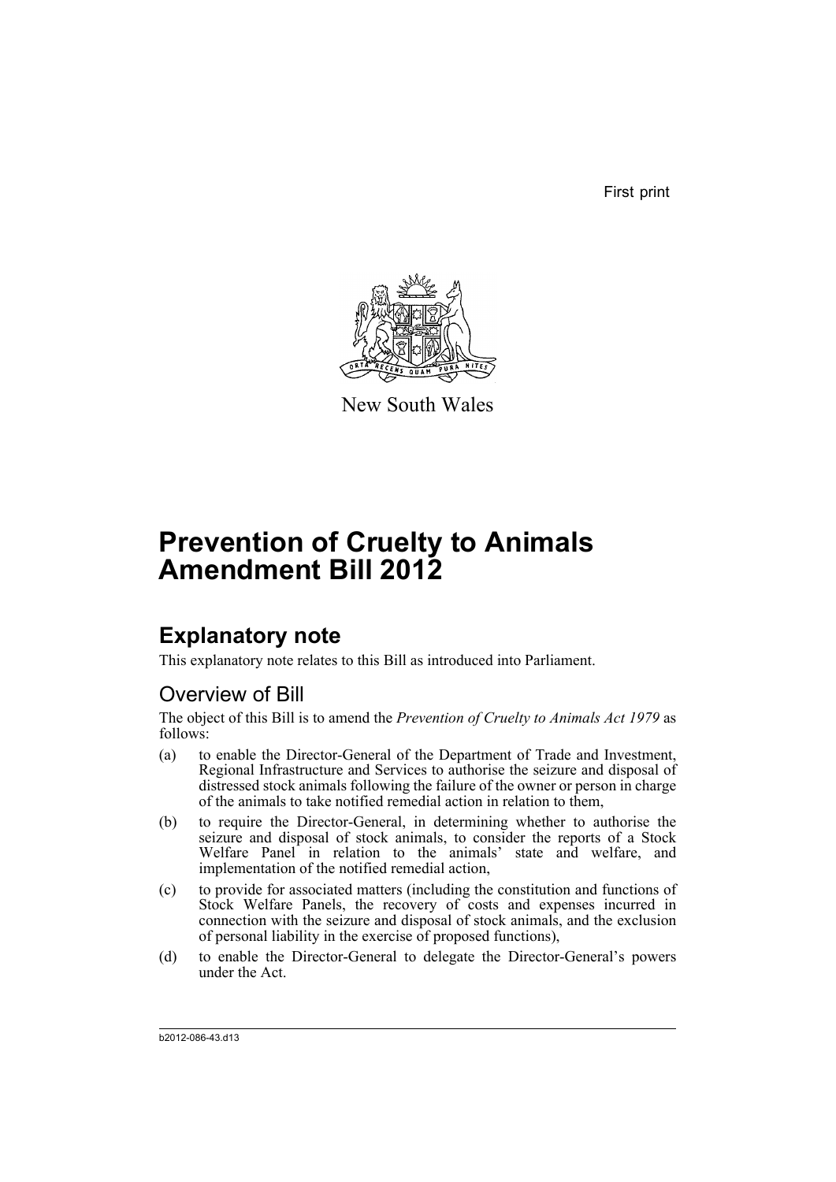First print

New South Wales

# Prevention of Cruelty to Animals Amendment Bill 2012

## Explanatory note

This explanatory note relates to this Bill as introduced into Parliament.

### Overview of Bill

The object of this Bill is to amend the *Prevention of Cruelty to Animals Act 1979* as follows:

(a) to enable the Director-General of the Department of Trade and Investment, Regional Infrastructure and Services to authorise the seizure and disposal of distressed stock animals following the failure of the owner or person in charge of the animals to take notified remedial action in relation to them,

(b) to require the Director-General, in determining whether to authorise the seizure and disposal of stock animals, to consider the reports of a Stock Welfare Panel in relation to the animals' state and welfare, and implementation of the notified remedial action,

(c) to provide for associated matters (including the constitution and functions of Stock Welfare Panels, the recovery of costs and expenses incurred in connection with the seizure and disposal of stock animals, and the exclusion of personal liability in the exercise of proposed functions),

(d) to enable the Director-General to delegate the Director-General's powers under the Act.

b2012-086-43.d13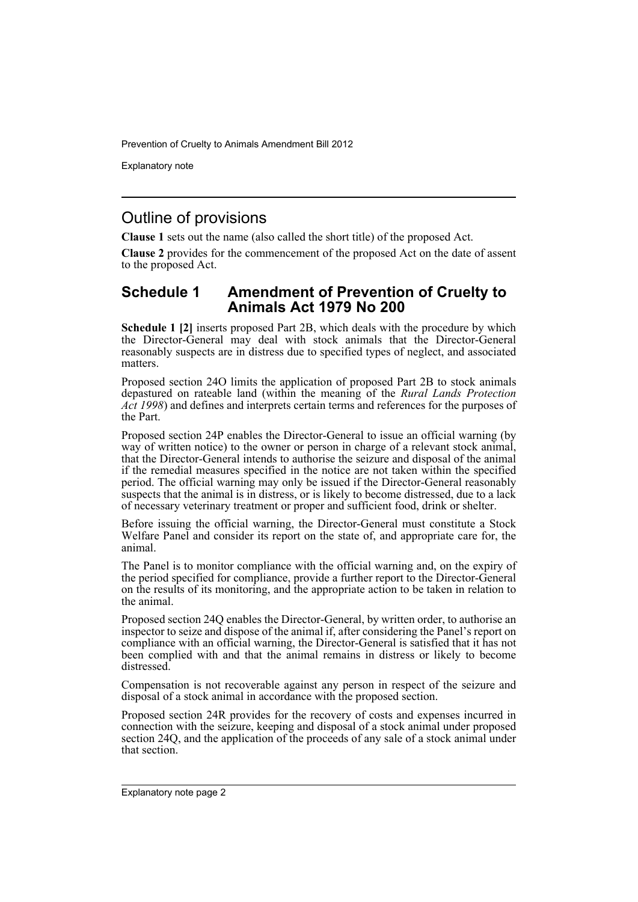## Outline of provisions

**Clause 1** sets out the name (also called the short title) of the proposed Act.

**Clause 2** provides for the commencement of the proposed Act on the date of assent to the proposed Act.

## Schedule 1 Amendment of Prevention of Cruelty to Animals Act 1979 No 200

**Schedule 1 [2]** inserts proposed Part 2B, which deals with the procedure by which the Director-General may deal with stock animals that the Director-General reasonably suspects are in distress due to specified types of neglect, and associated matters.

Proposed section 24O limits the application of proposed Part 2B to stock animals depastured on rateable land (within the meaning of the *Rural Lands Protection Act 1998*) and defines and interprets certain terms and references for the purposes of the Part.

Proposed section 24P enables the Director-General to issue an official warning (by way of written notice) to the owner or person in charge of a relevant stock animal, that the Director-General intends to authorise the seizure and disposal of the animal if the remedial measures specified in the notice are not taken within the specified period. The official warning may only be issued if the Director-General reasonably suspects that the animal is in distress, or is likely to become distressed, due to a lack of necessary veterinary treatment or proper and sufficient food, drink or shelter.

Before issuing the official warning, the Director-General must constitute a Stock Welfare Panel and consider its report on the state of, and appropriate care for, the animal.

The Panel is to monitor compliance with the official warning and, on the expiry of the period specified for compliance, provide a further report to the Director-General on the results of its monitoring, and the appropriate action to be taken in relation to the animal.

Proposed section 24Q enables the Director-General, by written order, to authorise an inspector to seize and dispose of the animal if, after considering the Panel's report on compliance with an official warning, the Director-General is satisfied that it has not been complied with and that the animal remains in distress or likely to become distressed.

Compensation is not recoverable against any person in respect of the seizure and disposal of a stock animal in accordance with the proposed section.

Proposed section 24R provides for the recovery of costs and expenses incurred in connection with the seizure, keeping and disposal of a stock animal under proposed section 24Q, and the application of the proceeds of any sale of a stock animal under that section.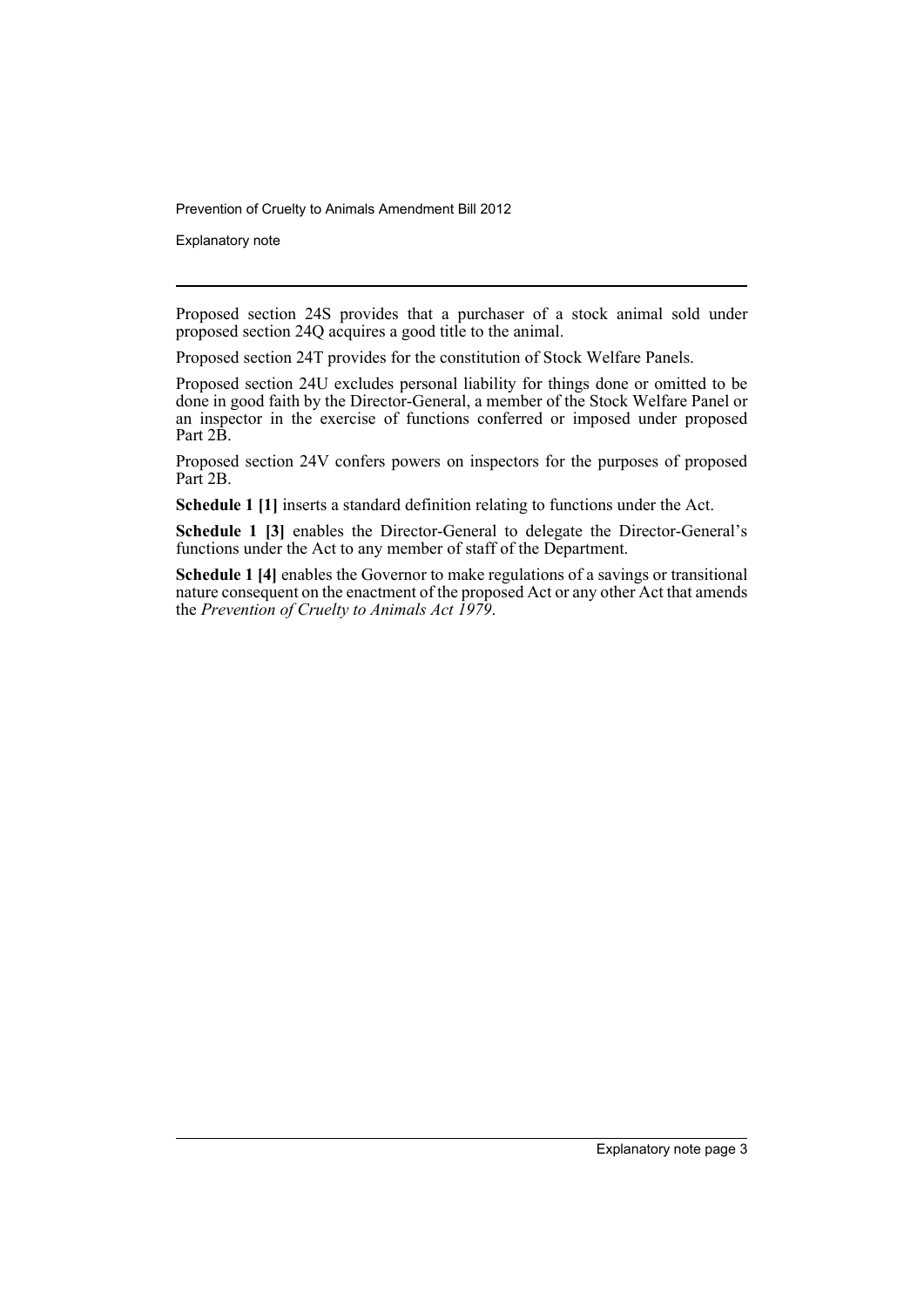Proposed section 24S provides that a purchaser of a stock animal sold under proposed section 24Q acquires a good title to the animal.

Proposed section 24T provides for the constitution of Stock Welfare Panels.

Proposed section 24U excludes personal liability for things done or omitted to be done in good faith by the Director-General, a member of the Stock Welfare Panel or an inspector in the exercise of functions conferred or imposed under proposed Part 2B.

Proposed section 24V confers powers on inspectors for the purposes of proposed Part 2B.

**Schedule 1 [1]** inserts a standard definition relating to functions under the Act.

**Schedule 1 [3]** enables the Director-General to delegate the Director-General's functions under the Act to any member of staff of the Department.

**Schedule 1 [4]** enables the Governor to make regulations of a savings or transitional nature consequent on the enactment of the proposed Act or any other Act that amends the *Prevention of Cruelty to Animals Act 1979*.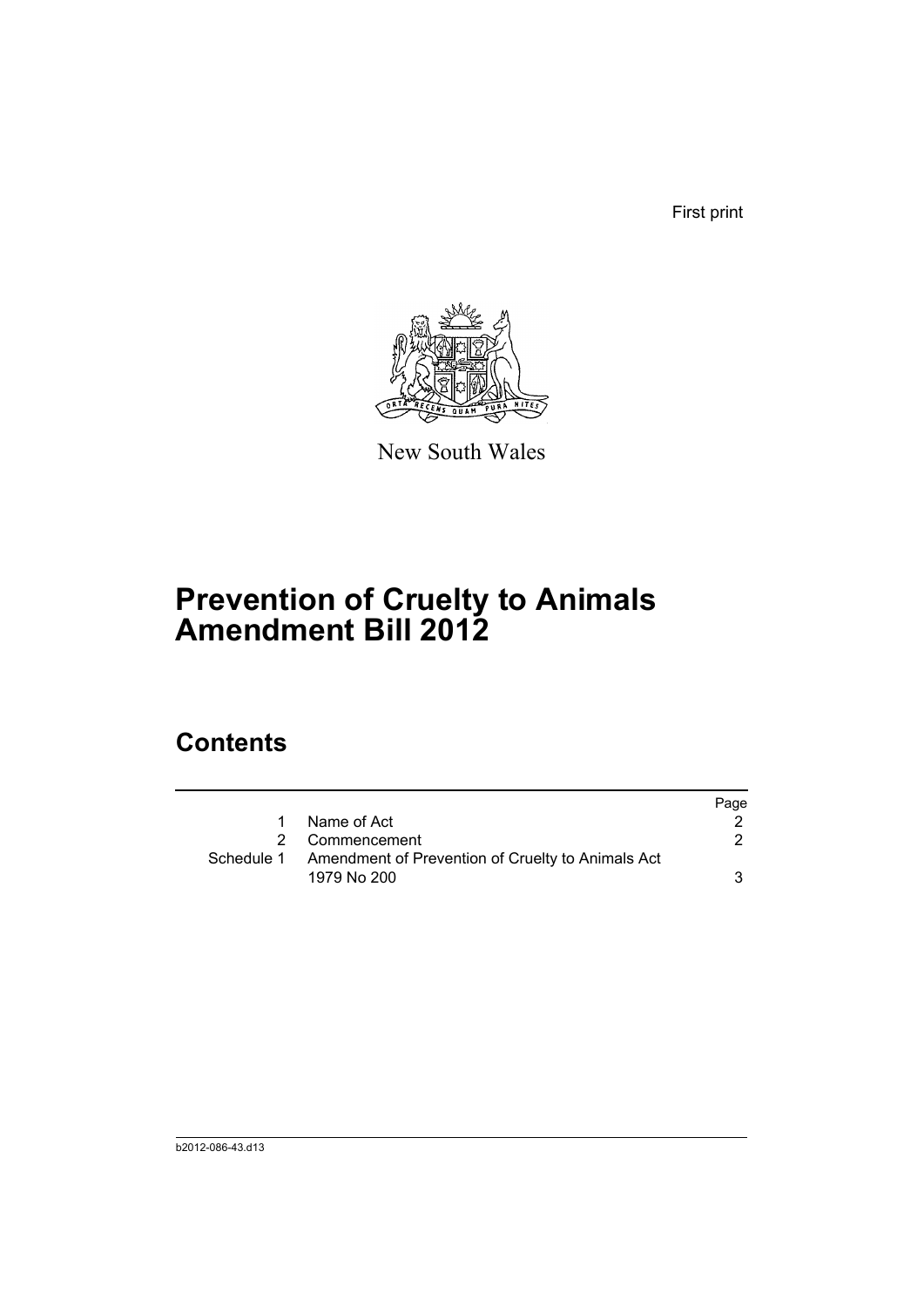First print

New South Wales

# Prevention of Cruelty to Animals Amendment Bill 2012

## Contents

| | | Page |
|---|---|---|
| 1 | Name of Act | 2 |
| 2 | Commencement | 2 |
| Schedule 1 | Amendment of Prevention of Cruelty to Animals Act 1979 No 200 | 3 |

b2012-086-43.d13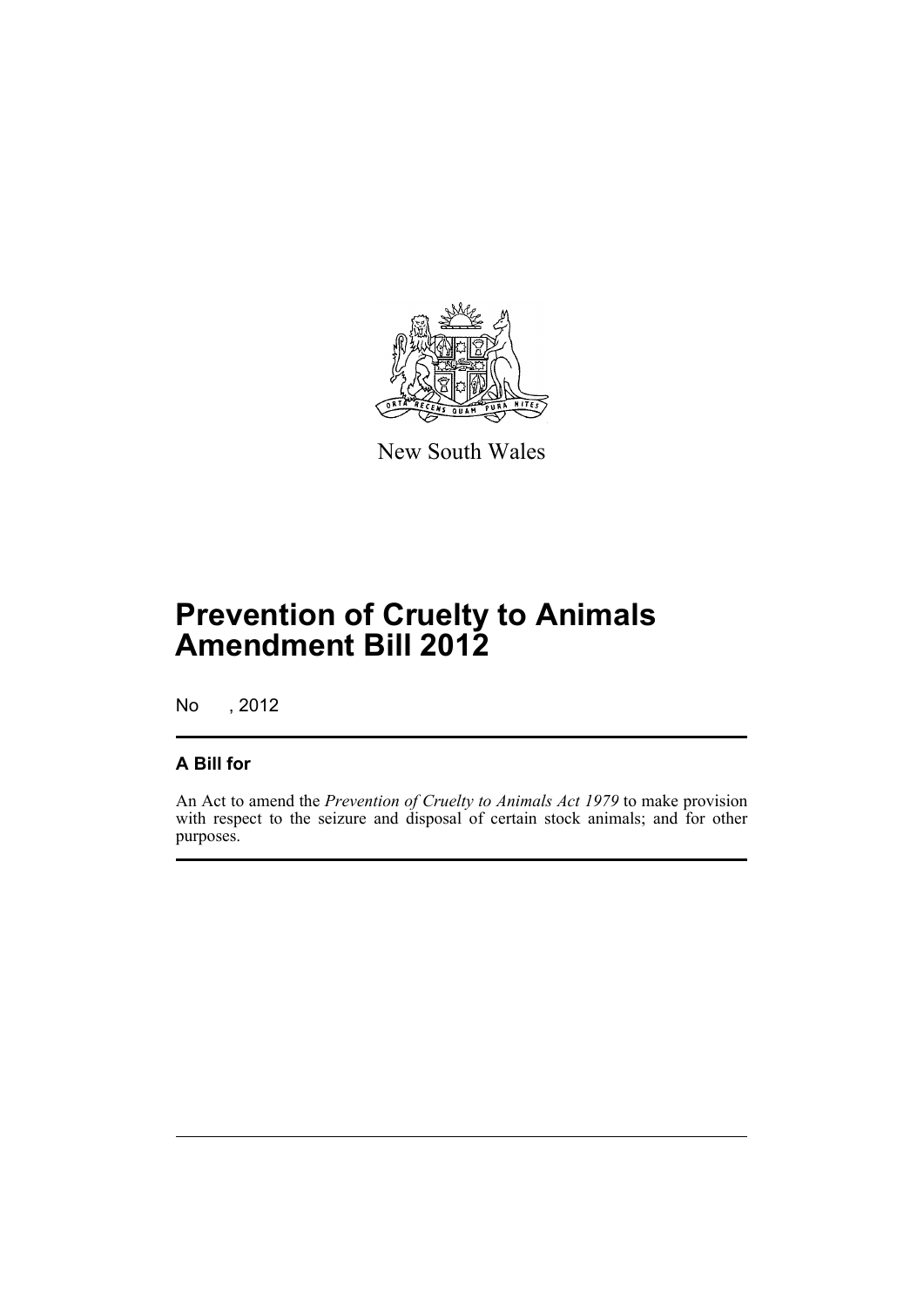New South Wales

# Prevention of Cruelty to Animals Amendment Bill 2012

No , 2012

## A Bill for

An Act to amend the *Prevention of Cruelty to Animals Act 1979* to make provision with respect to the seizure and disposal of certain stock animals; and for other purposes.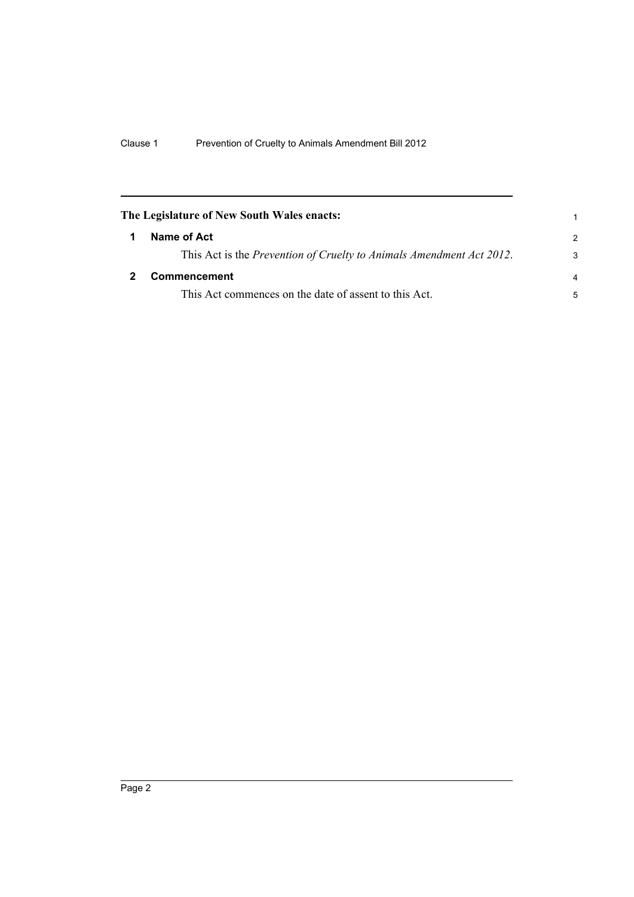**The Legislature of New South Wales enacts:**

## 1 Name of Act

This Act is the *Prevention of Cruelty to Animals Amendment Act 2012*.

## 2 Commencement

This Act commences on the date of assent to this Act.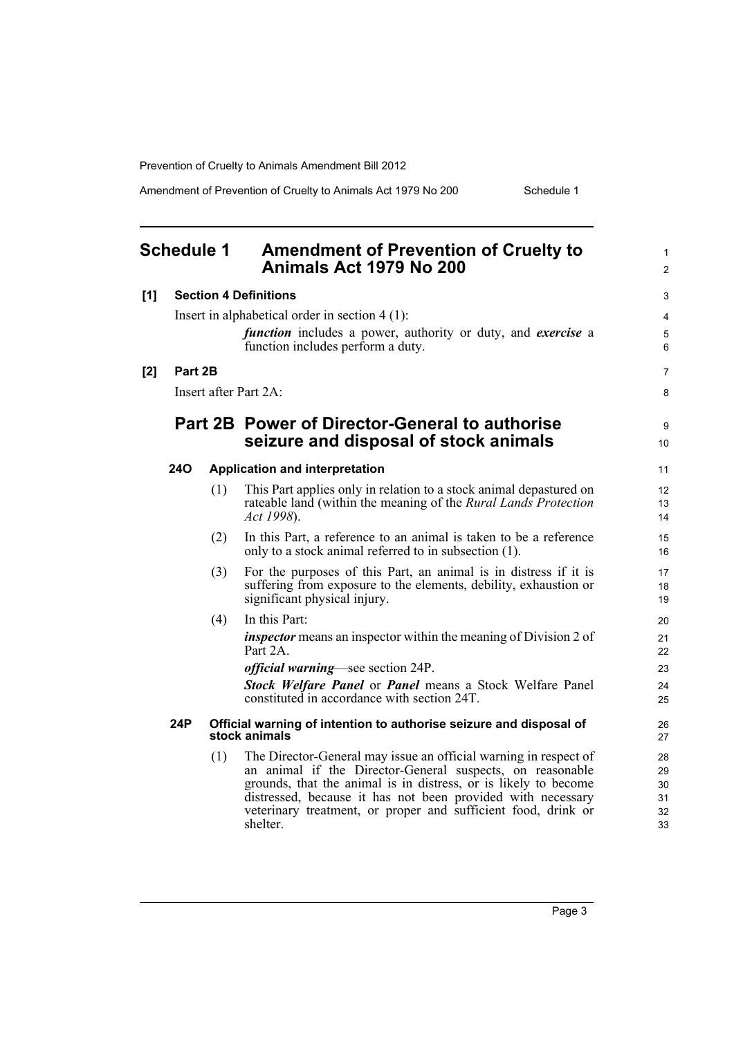# Schedule 1 Amendment of Prevention of Cruelty to Animals Act 1979 No 200

**[1] Section 4 Definitions**

Insert in alphabetical order in section 4 (1):

> ***function*** includes a power, authority or duty, and ***exercise*** a function includes perform a duty.

**[2] Part 2B**

Insert after Part 2A:

## Part 2B Power of Director-General to authorise seizure and disposal of stock animals

### 24O Application and interpretation

(1) This Part applies only in relation to a stock animal depastured on rateable land (within the meaning of the *Rural Lands Protection Act 1998*).

(2) In this Part, a reference to an animal is taken to be a reference only to a stock animal referred to in subsection (1).

(3) For the purposes of this Part, an animal is in distress if it is suffering from exposure to the elements, debility, exhaustion or significant physical injury.

(4) In this Part:

***inspector*** means an inspector within the meaning of Division 2 of Part 2A.

***official warning***—see section 24P.

***Stock Welfare Panel*** or ***Panel*** means a Stock Welfare Panel constituted in accordance with section 24T.

### 24P Official warning of intention to authorise seizure and disposal of stock animals

(1) The Director-General may issue an official warning in respect of an animal if the Director-General suspects, on reasonable grounds, that the animal is in distress, or is likely to become distressed, because it has not been provided with necessary veterinary treatment, or proper and sufficient food, drink or shelter.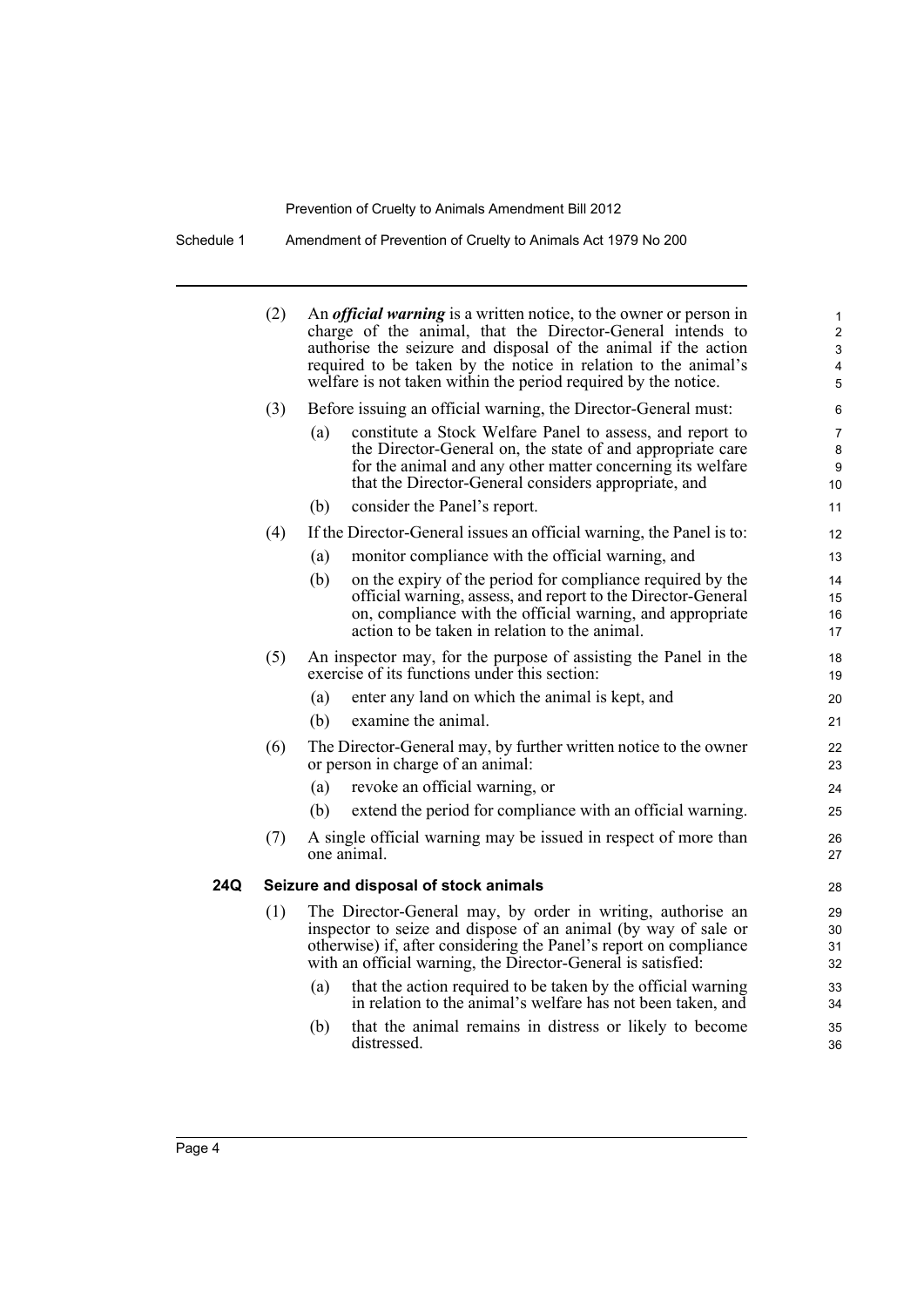(2) An ***official warning*** is a written notice, to the owner or person in charge of the animal, that the Director-General intends to authorise the seizure and disposal of the animal if the action required to be taken by the notice in relation to the animal's welfare is not taken within the period required by the notice.

(3) Before issuing an official warning, the Director-General must:

- (a) constitute a Stock Welfare Panel to assess, and report to the Director-General on, the state of and appropriate care for the animal and any other matter concerning its welfare that the Director-General considers appropriate, and
- (b) consider the Panel's report.

(4) If the Director-General issues an official warning, the Panel is to:

- (a) monitor compliance with the official warning, and
- (b) on the expiry of the period for compliance required by the official warning, assess, and report to the Director-General on, compliance with the official warning, and appropriate action to be taken in relation to the animal.

(5) An inspector may, for the purpose of assisting the Panel in the exercise of its functions under this section:

- (a) enter any land on which the animal is kept, and
- (b) examine the animal.

(6) The Director-General may, by further written notice to the owner or person in charge of an animal:

- (a) revoke an official warning, or
- (b) extend the period for compliance with an official warning.

(7) A single official warning may be issued in respect of more than one animal.

**24Q Seizure and disposal of stock animals**

(1) The Director-General may, by order in writing, authorise an inspector to seize and dispose of an animal (by way of sale or otherwise) if, after considering the Panel's report on compliance with an official warning, the Director-General is satisfied:

- (a) that the action required to be taken by the official warning in relation to the animal's welfare has not been taken, and
- (b) that the animal remains in distress or likely to become distressed.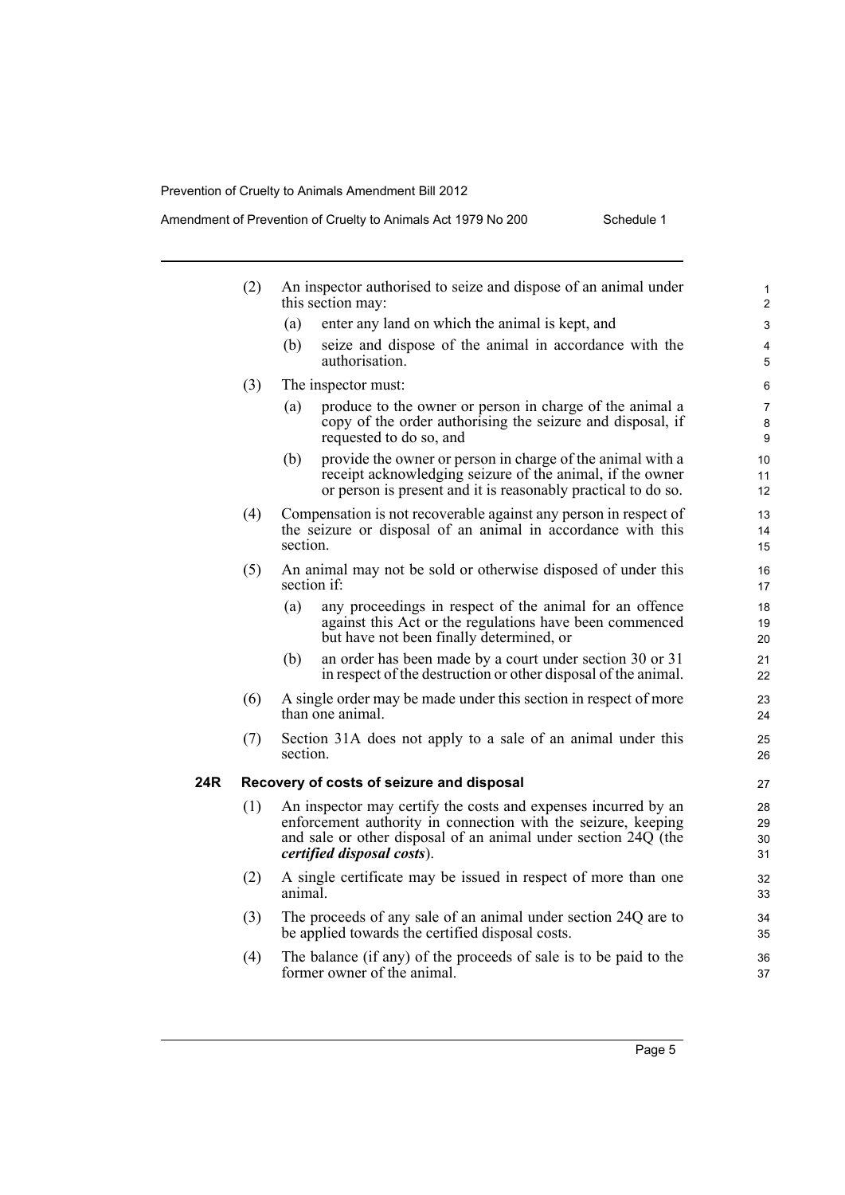(2) An inspector authorised to seize and dispose of an animal under this section may:

(a) enter any land on which the animal is kept, and

(b) seize and dispose of the animal in accordance with the authorisation.

(3) The inspector must:

(a) produce to the owner or person in charge of the animal a copy of the order authorising the seizure and disposal, if requested to do so, and

(b) provide the owner or person in charge of the animal with a receipt acknowledging seizure of the animal, if the owner or person is present and it is reasonably practical to do so.

(4) Compensation is not recoverable against any person in respect of the seizure or disposal of an animal in accordance with this section.

(5) An animal may not be sold or otherwise disposed of under this section if:

(a) any proceedings in respect of the animal for an offence against this Act or the regulations have been commenced but have not been finally determined, or

(b) an order has been made by a court under section 30 or 31 in respect of the destruction or other disposal of the animal.

(6) A single order may be made under this section in respect of more than one animal.

(7) Section 31A does not apply to a sale of an animal under this section.

**24R Recovery of costs of seizure and disposal**

(1) An inspector may certify the costs and expenses incurred by an enforcement authority in connection with the seizure, keeping and sale or other disposal of an animal under section 24Q (the ***certified disposal costs***).

(2) A single certificate may be issued in respect of more than one animal.

(3) The proceeds of any sale of an animal under section 24Q are to be applied towards the certified disposal costs.

(4) The balance (if any) of the proceeds of sale is to be paid to the former owner of the animal.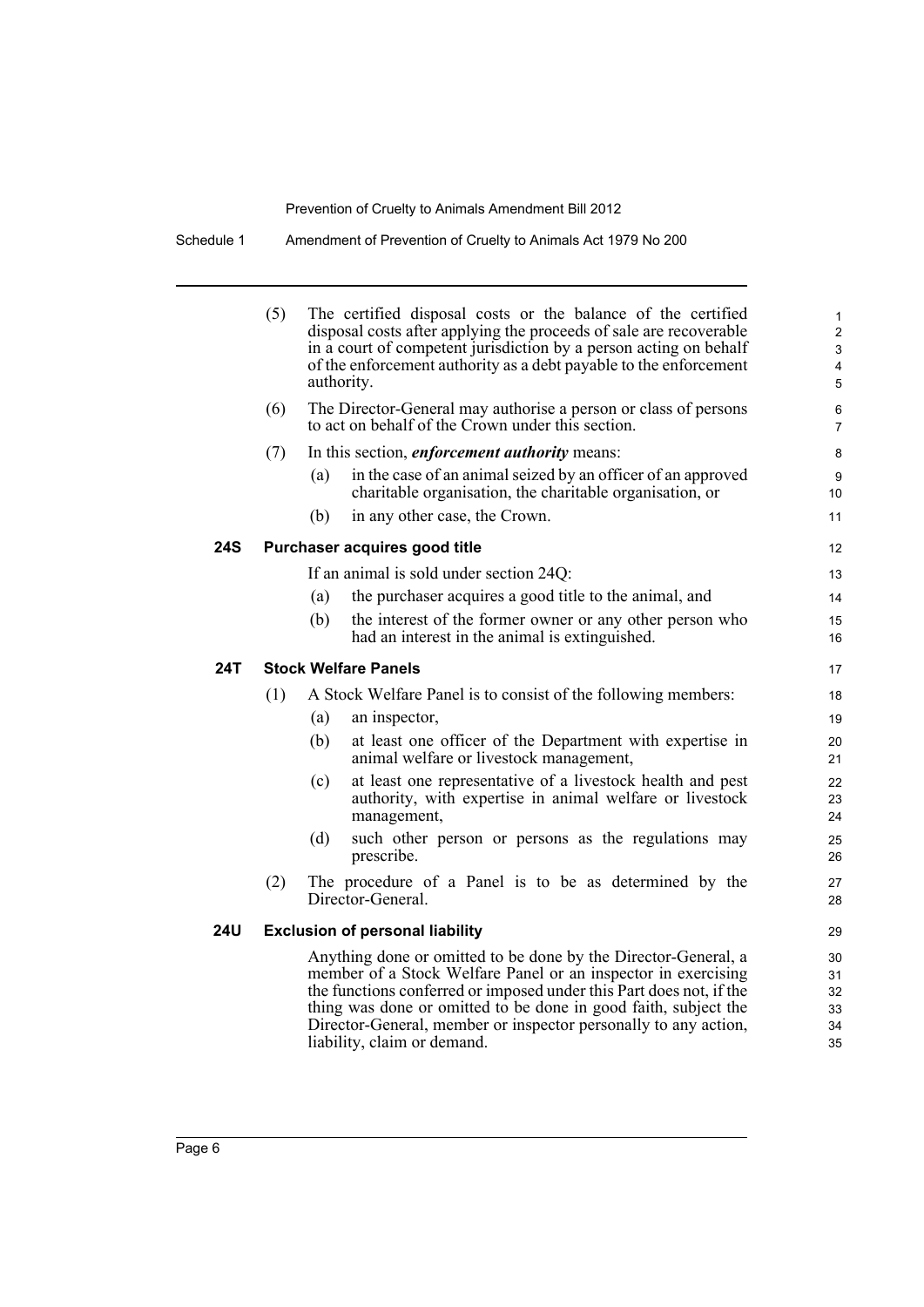(5) The certified disposal costs or the balance of the certified disposal costs after applying the proceeds of sale are recoverable in a court of competent jurisdiction by a person acting on behalf of the enforcement authority as a debt payable to the enforcement authority.

(6) The Director-General may authorise a person or class of persons to act on behalf of the Crown under this section.

(7) In this section, ***enforcement authority*** means:

(a) in the case of an animal seized by an officer of an approved charitable organisation, the charitable organisation, or

(b) in any other case, the Crown.

**24S Purchaser acquires good title**

If an animal is sold under section 24Q:

(a) the purchaser acquires a good title to the animal, and

(b) the interest of the former owner or any other person who had an interest in the animal is extinguished.

**24T Stock Welfare Panels**

(1) A Stock Welfare Panel is to consist of the following members:

(a) an inspector,

(b) at least one officer of the Department with expertise in animal welfare or livestock management,

(c) at least one representative of a livestock health and pest authority, with expertise in animal welfare or livestock management,

(d) such other person or persons as the regulations may prescribe.

(2) The procedure of a Panel is to be as determined by the Director-General.

**24U Exclusion of personal liability**

Anything done or omitted to be done by the Director-General, a member of a Stock Welfare Panel or an inspector in exercising the functions conferred or imposed under this Part does not, if the thing was done or omitted to be done in good faith, subject the Director-General, member or inspector personally to any action, liability, claim or demand.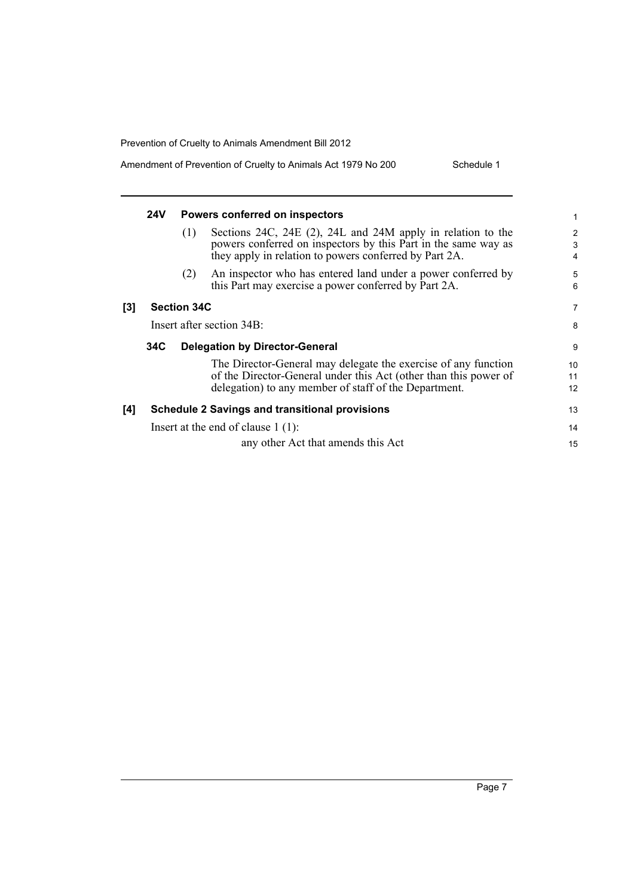**24V Powers conferred on inspectors**

(1) Sections 24C, 24E (2), 24L and 24M apply in relation to the powers conferred on inspectors by this Part in the same way as they apply in relation to powers conferred by Part 2A.

(2) An inspector who has entered land under a power conferred by this Part may exercise a power conferred by Part 2A.

**[3] Section 34C**

Insert after section 34B:

**34C Delegation by Director-General**

The Director-General may delegate the exercise of any function of the Director-General under this Act (other than this power of delegation) to any member of staff of the Department.

**[4] Schedule 2 Savings and transitional provisions**

Insert at the end of clause 1 (1):

any other Act that amends this Act